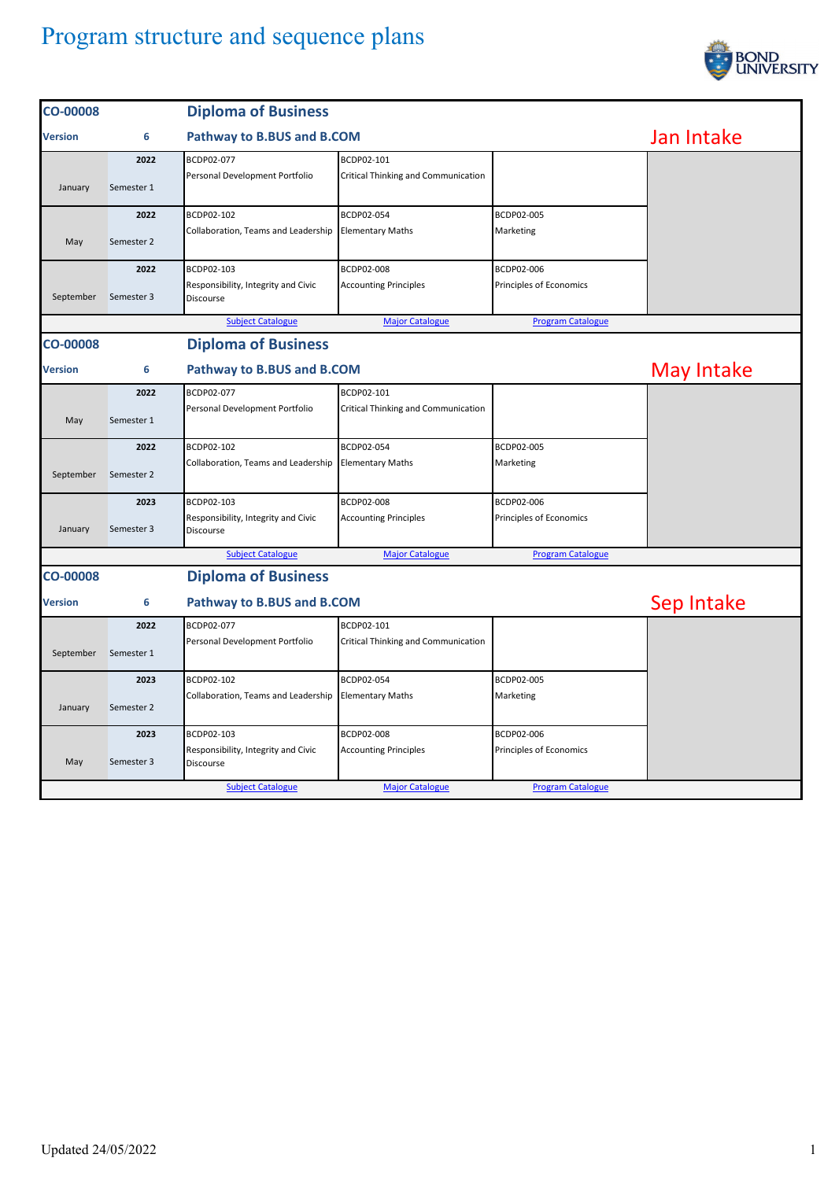# Program structure and sequence plans

BOND UNIVERSITY

| CO-00008 | | Diploma of Business | | | |
|---|---|---|---|---|---|
| Version | 6 | Pathway to B.BUS and B.COM | | | Jan Intake |
| January | 2022 Semester 1 | BCDP02-077 Personal Development Portfolio | BCDP02-101 Critical Thinking and Communication | | |
| May | 2022 Semester 2 | BCDP02-102 Collaboration, Teams and Leadership | BCDP02-054 Elementary Maths | BCDP02-005 Marketing | |
| September | 2022 Semester 3 | BCDP02-103 Responsibility, Integrity and Civic Discourse | BCDP02-008 Accounting Principles | BCDP02-006 Principles of Economics | |
| | | Subject Catalogue | Major Catalogue | Program Catalogue | |

| CO-00008 | | Diploma of Business | | | |
|---|---|---|---|---|---|
| Version | 6 | Pathway to B.BUS and B.COM | | | May Intake |
| May | 2022 Semester 1 | BCDP02-077 Personal Development Portfolio | BCDP02-101 Critical Thinking and Communication | | |
| September | 2022 Semester 2 | BCDP02-102 Collaboration, Teams and Leadership | BCDP02-054 Elementary Maths | BCDP02-005 Marketing | |
| January | 2023 Semester 3 | BCDP02-103 Responsibility, Integrity and Civic Discourse | BCDP02-008 Accounting Principles | BCDP02-006 Principles of Economics | |
| | | Subject Catalogue | Major Catalogue | Program Catalogue | |

| CO-00008 | | Diploma of Business | | | |
|---|---|---|---|---|---|
| Version | 6 | Pathway to B.BUS and B.COM | | | Sep Intake |
| September | 2022 Semester 1 | BCDP02-077 Personal Development Portfolio | BCDP02-101 Critical Thinking and Communication | | |
| January | 2023 Semester 2 | BCDP02-102 Collaboration, Teams and Leadership | BCDP02-054 Elementary Maths | BCDP02-005 Marketing | |
| May | 2023 Semester 3 | BCDP02-103 Responsibility, Integrity and Civic Discourse | BCDP02-008 Accounting Principles | BCDP02-006 Principles of Economics | |
| | | Subject Catalogue | Major Catalogue | Program Catalogue | |

Updated 24/05/2022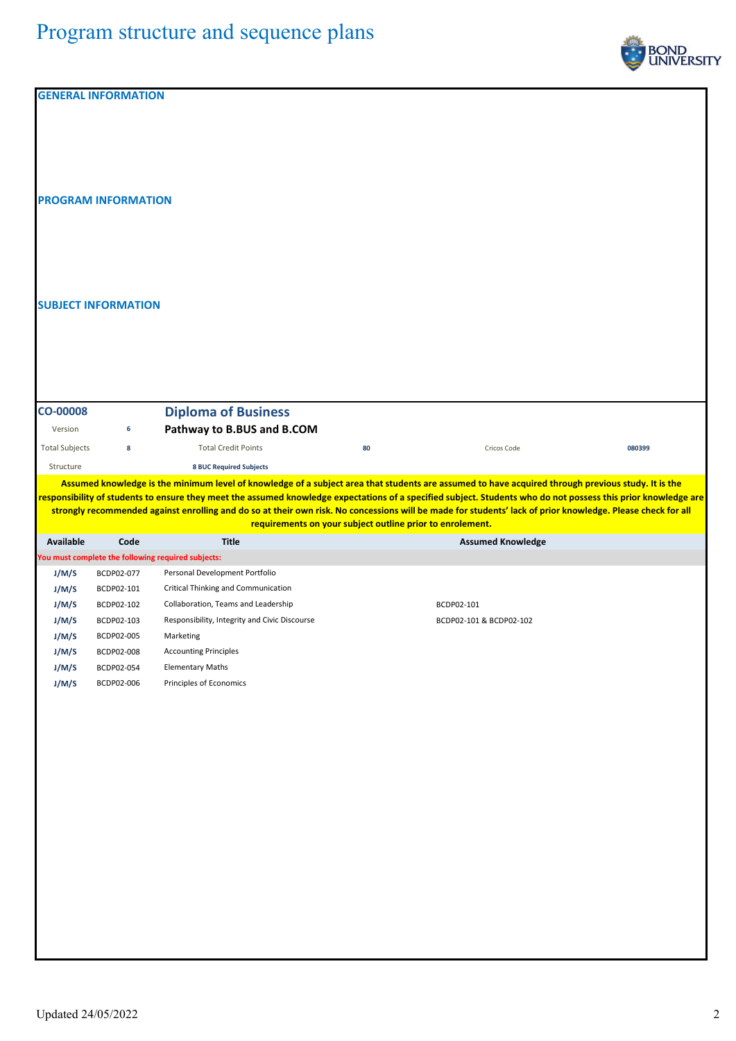# Program structure and sequence plans

## GENERAL INFORMATION

## PROGRAM INFORMATION

## SUBJECT INFORMATION

| | | | | | |
|---|---|---|---|---|---|
| **CO-00008** | | **Diploma of Business** | | | |
| Version | 6 | **Pathway to B.BUS and B.COM** | | | |
| Total Subjects | 8 | Total Credit Points | 80 | Cricos Code | 080399 |
| Structure | | **8 BUC Required Subjects** | | | |

**Assumed knowledge is the minimum level of knowledge of a subject area that students are assumed to have acquired through previous study. It is the responsibility of students to ensure they meet the assumed knowledge expectations of a specified subject. Students who do not possess this prior knowledge are strongly recommended against enrolling and do so at their own risk. No concessions will be made for students' lack of prior knowledge. Please check for all requirements on your subject outline prior to enrolement.**

| Available | Code | Title | Assumed Knowledge |
|---|---|---|---|
| **You must complete the following required subjects:** | | | |
| J/M/S | BCDP02-077 | Personal Development Portfolio | |
| J/M/S | BCDP02-101 | Critical Thinking and Communication | |
| J/M/S | BCDP02-102 | Collaboration, Teams and Leadership | BCDP02-101 |
| J/M/S | BCDP02-103 | Responsibility, Integrity and Civic Discourse | BCDP02-101 & BCDP02-102 |
| J/M/S | BCDP02-005 | Marketing | |
| J/M/S | BCDP02-008 | Accounting Principles | |
| J/M/S | BCDP02-054 | Elementary Maths | |
| J/M/S | BCDP02-006 | Principles of Economics | |

Updated 24/05/2022